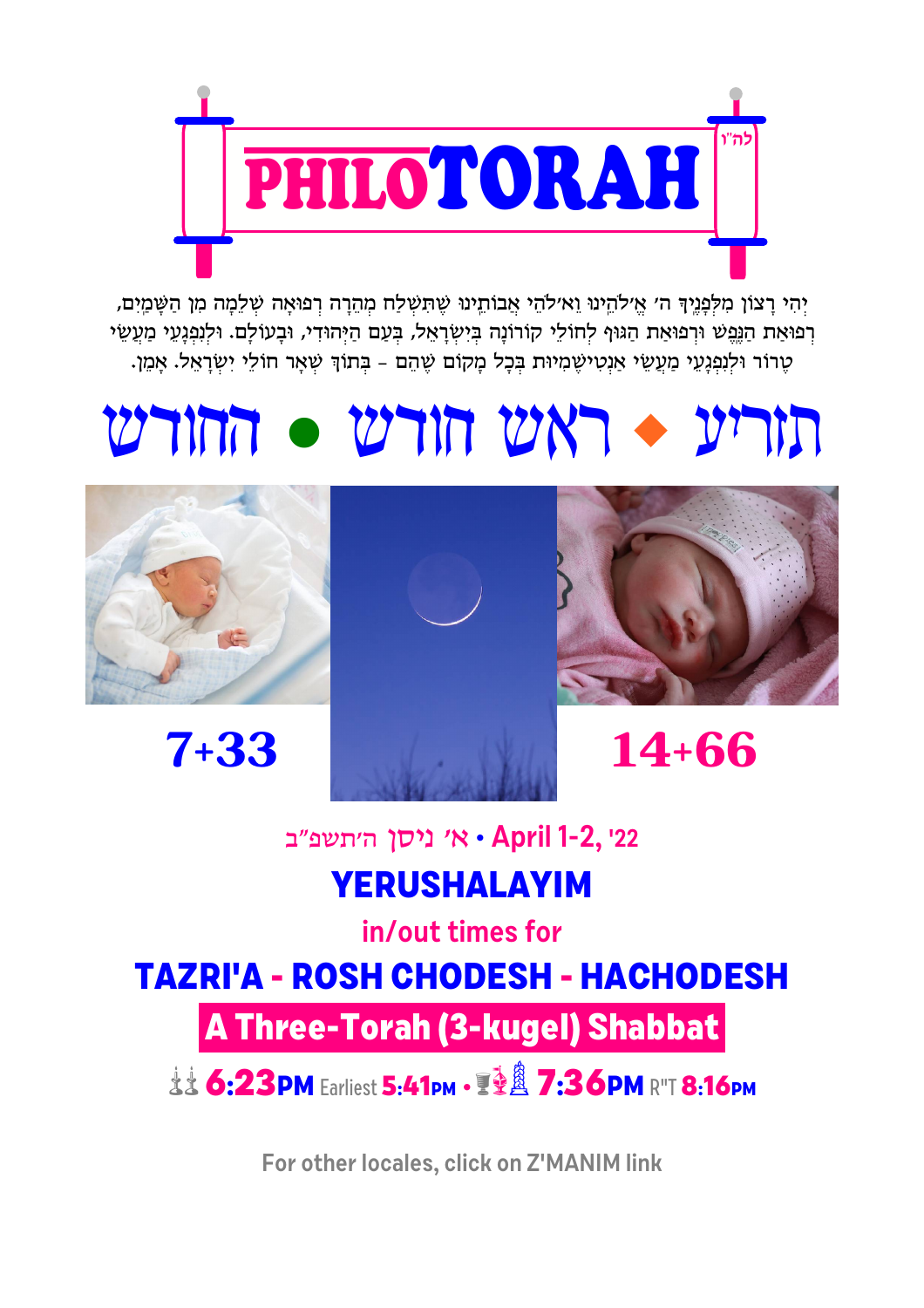לה"ו

# PHILOTORAH

יְהִי רָצוֹן מִלְּפָנֶיךָ ה׳ אֱ־לֹהֵינוּ וֵא־לֹהֵי אֲבוֹתֵינוּ שֶׁתִּשְׁלַח מְהֵרָה רְפוּאָה שְׁלֵמָה מִן הַשָּׁמַיִם, רְפוּאַת הַנֶּפֶשׁ וּרְפוּאַת הַגּוּף לְחוֹלֵי קוֹרוֹנָה בְּיִשְׂרָאֵל, בְּעַם הַיְּהוּדִי, וּבְעוֹלָם. וּלְנִפְגְּעֵי מַעֲשֵׂי טֶרוֹר וּלְנִפְגְּעֵי מַעֲשֵׂי אַנְטִישֶׁמִיוּת בְּכָל מָקוֹם שֶׁהֵם - בְּתוֹךְ שְׁאָר חוֹלֵי יִשְׂרָאֵל. אָמֵן.

# תזריע ◆ ראש חודש ● החודש

**7+33** **14+66**

**'22 ,April 1-2 • א׳ ניסן ה׳תשפ״ב**

## YERUSHALAYIM

**in/out times for**

## TAZRI'A - ROSH CHODESH - HACHODESH

**A Three-Torah (3-kugel) Shabbat**

**6:23PM** Earliest **5:41PM** • **7:36PM** R"T **8:16PM**

For other locales, click on Z'MANIM link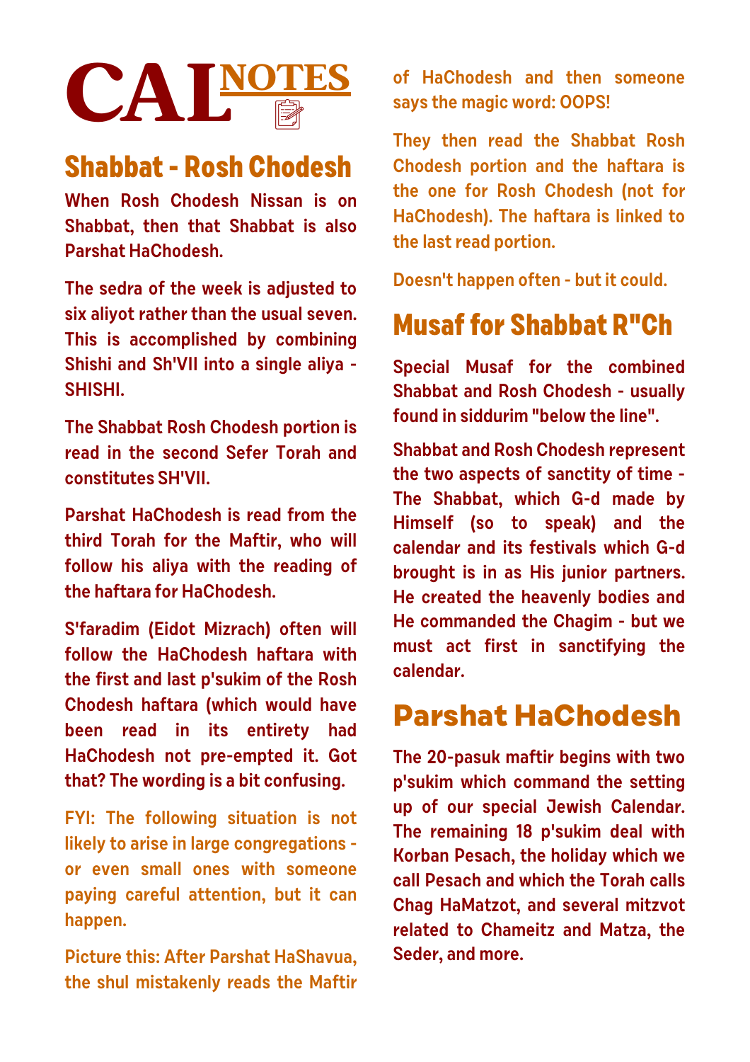# CAL NOTES

## Shabbat - Rosh Chodesh

When Rosh Chodesh Nissan is on Shabbat, then that Shabbat is also Parshat HaChodesh.

The sedra of the week is adjusted to six aliyot rather than the usual seven. This is accomplished by combining Shishi and Sh'VII into a single aliya - SHISHI.

The Shabbat Rosh Chodesh portion is read in the second Sefer Torah and constitutes SH'VII.

Parshat HaChodesh is read from the third Torah for the Maftir, who will follow his aliya with the reading of the haftara for HaChodesh.

S'faradim (Eidot Mizrach) often will follow the HaChodesh haftara with the first and last p'sukim of the Rosh Chodesh haftara (which would have been read in its entirety had HaChodesh not pre-empted it. Got that? The wording is a bit confusing.

FYI: The following situation is not likely to arise in large congregations - or even small ones with someone paying careful attention, but it can happen.

Picture this: After Parshat HaShavua, the shul mistakenly reads the Maftir of HaChodesh and then someone says the magic word: OOPS!

They then read the Shabbat Rosh Chodesh portion and the haftara is the one for Rosh Chodesh (not for HaChodesh). The haftara is linked to the last read portion.

Doesn't happen often - but it could.

## Musaf for Shabbat R"Ch

Special Musaf for the combined Shabbat and Rosh Chodesh - usually found in siddurim "below the line".

Shabbat and Rosh Chodesh represent the two aspects of sanctity of time - The Shabbat, which G-d made by Himself (so to speak) and the calendar and its festivals which G-d brought is in as His junior partners. He created the heavenly bodies and He commanded the Chagim - but we must act first in sanctifying the calendar.

## Parshat HaChodesh

The 20-pasuk maftir begins with two p'sukim which command the setting up of our special Jewish Calendar. The remaining 18 p'sukim deal with Korban Pesach, the holiday which we call Pesach and which the Torah calls Chag HaMatzot, and several mitzvot related to Chameitz and Matza, the Seder, and more.